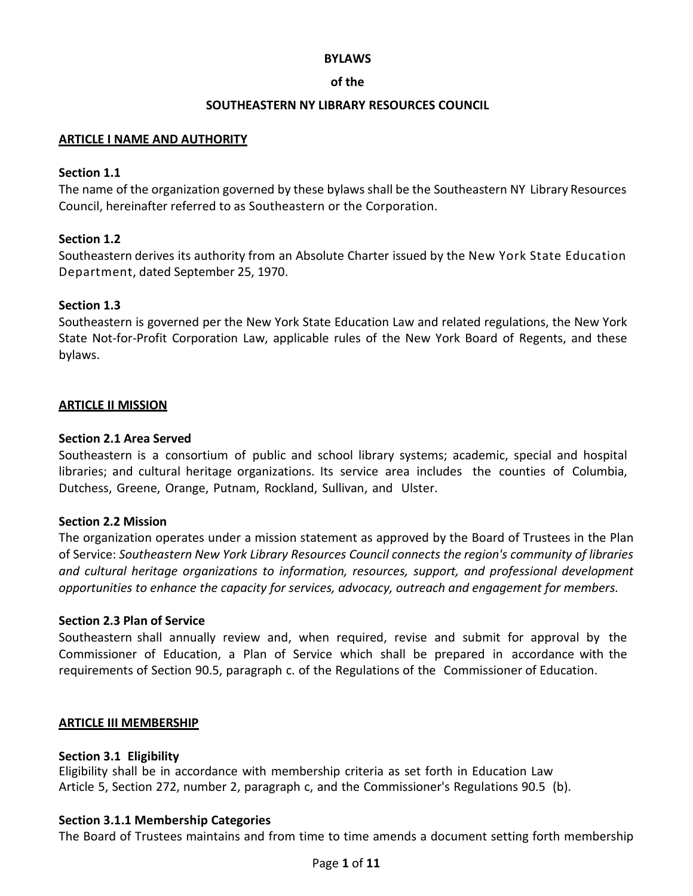# BYLAWS

## of the

## SOUTHEASTERN NY LIBRARY RESOURCES COUNCIL

## ARTICLE I NAME AND AUTHORITY

### Section 1.1

The name of the organization governed by these bylaws shall be the Southeastern NY Library Resources Council, hereinafter referred to as Southeastern or the Corporation.

### Section 1.2

Southeastern derives its authority from an Absolute Charter issued by the New York State Education Department, dated September 25, 1970.

### Section 1.3

Southeastern is governed per the New York State Education Law and related regulations, the New York State Not-for-Profit Corporation Law, applicable rules of the New York Board of Regents, and these bylaws.

## ARTICLE II MISSION

### Section 2.1 Area Served

Southeastern is a consortium of public and school library systems; academic, special and hospital libraries; and cultural heritage organizations. Its service area includes the counties of Columbia, Dutchess, Greene, Orange, Putnam, Rockland, Sullivan, and Ulster.

### Section 2.2 Mission

The organization operates under a mission statement as approved by the Board of Trustees in the Plan of Service: *Southeastern New York Library Resources Council connects the region's community of libraries and cultural heritage organizations to information, resources, support, and professional development opportunities to enhance the capacity for services, advocacy, outreach and engagement for members.*

### Section 2.3 Plan of Service

Southeastern shall annually review and, when required, revise and submit for approval by the Commissioner of Education, a Plan of Service which shall be prepared in accordance with the requirements of Section 90.5, paragraph c. of the Regulations of the Commissioner of Education.

## ARTICLE III MEMBERSHIP

### Section 3.1 Eligibility

Eligibility shall be in accordance with membership criteria as set forth in Education Law Article 5, Section 272, number 2, paragraph c, and the Commissioner's Regulations 90.5 (b).

### Section 3.1.1 Membership Categories

The Board of Trustees maintains and from time to time amends a document setting forth membership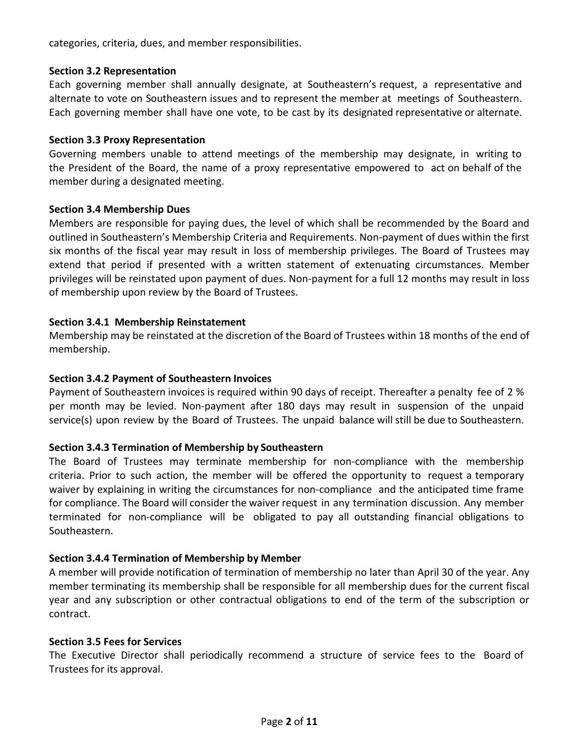categories, criteria, dues, and member responsibilities.

**Section 3.2 Representation**

Each governing member shall annually designate, at Southeastern's request, a representative and alternate to vote on Southeastern issues and to represent the member at meetings of Southeastern. Each governing member shall have one vote, to be cast by its designated representative or alternate.

**Section 3.3 Proxy Representation**

Governing members unable to attend meetings of the membership may designate, in writing to the President of the Board, the name of a proxy representative empowered to act on behalf of the member during a designated meeting.

**Section 3.4 Membership Dues**

Members are responsible for paying dues, the level of which shall be recommended by the Board and outlined in Southeastern's Membership Criteria and Requirements. Non-payment of dues within the first six months of the fiscal year may result in loss of membership privileges. The Board of Trustees may extend that period if presented with a written statement of extenuating circumstances. Member privileges will be reinstated upon payment of dues. Non-payment for a full 12 months may result in loss of membership upon review by the Board of Trustees.

**Section 3.4.1 Membership Reinstatement**

Membership may be reinstated at the discretion of the Board of Trustees within 18 months of the end of membership.

**Section 3.4.2 Payment of Southeastern Invoices**

Payment of Southeastern invoices is required within 90 days of receipt. Thereafter a penalty fee of 2 % per month may be levied. Non-payment after 180 days may result in suspension of the unpaid service(s) upon review by the Board of Trustees. The unpaid balance will still be due to Southeastern.

**Section 3.4.3 Termination of Membership by Southeastern**

The Board of Trustees may terminate membership for non-compliance with the membership criteria. Prior to such action, the member will be offered the opportunity to request a temporary waiver by explaining in writing the circumstances for non-compliance and the anticipated time frame for compliance. The Board will consider the waiver request in any termination discussion. Any member terminated for non-compliance will be obligated to pay all outstanding financial obligations to Southeastern.

**Section 3.4.4 Termination of Membership by Member**

A member will provide notification of termination of membership no later than April 30 of the year. Any member terminating its membership shall be responsible for all membership dues for the current fiscal year and any subscription or other contractual obligations to end of the term of the subscription or contract.

**Section 3.5 Fees for Services**

The Executive Director shall periodically recommend a structure of service fees to the Board of Trustees for its approval.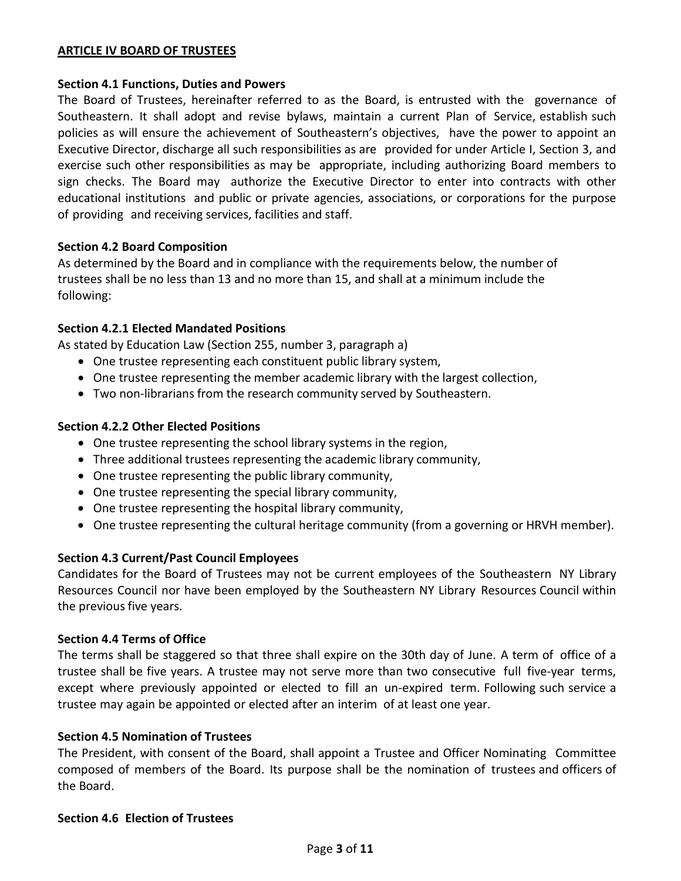## ARTICLE IV BOARD OF TRUSTEES

### Section 4.1 Functions, Duties and Powers

The Board of Trustees, hereinafter referred to as the Board, is entrusted with the governance of Southeastern. It shall adopt and revise bylaws, maintain a current Plan of Service, establish such policies as will ensure the achievement of Southeastern's objectives, have the power to appoint an Executive Director, discharge all such responsibilities as are provided for under Article I, Section 3, and exercise such other responsibilities as may be appropriate, including authorizing Board members to sign checks. The Board may authorize the Executive Director to enter into contracts with other educational institutions and public or private agencies, associations, or corporations for the purpose of providing and receiving services, facilities and staff.

### Section 4.2 Board Composition

As determined by the Board and in compliance with the requirements below, the number of trustees shall be no less than 13 and no more than 15, and shall at a minimum include the following:

### Section 4.2.1 Elected Mandated Positions

As stated by Education Law (Section 255, number 3, paragraph a)

- One trustee representing each constituent public library system,
- One trustee representing the member academic library with the largest collection,
- Two non-librarians from the research community served by Southeastern.

### Section 4.2.2 Other Elected Positions

- One trustee representing the school library systems in the region,
- Three additional trustees representing the academic library community,
- One trustee representing the public library community,
- One trustee representing the special library community,
- One trustee representing the hospital library community,
- One trustee representing the cultural heritage community (from a governing or HRVH member).

### Section 4.3 Current/Past Council Employees

Candidates for the Board of Trustees may not be current employees of the Southeastern NY Library Resources Council nor have been employed by the Southeastern NY Library Resources Council within the previous five years.

### Section 4.4 Terms of Office

The terms shall be staggered so that three shall expire on the 30th day of June. A term of office of a trustee shall be five years. A trustee may not serve more than two consecutive full five-year terms, except where previously appointed or elected to fill an un-expired term. Following such service a trustee may again be appointed or elected after an interim of at least one year.

### Section 4.5 Nomination of Trustees

The President, with consent of the Board, shall appoint a Trustee and Officer Nominating Committee composed of members of the Board. Its purpose shall be the nomination of trustees and officers of the Board.

### Section 4.6 Election of Trustees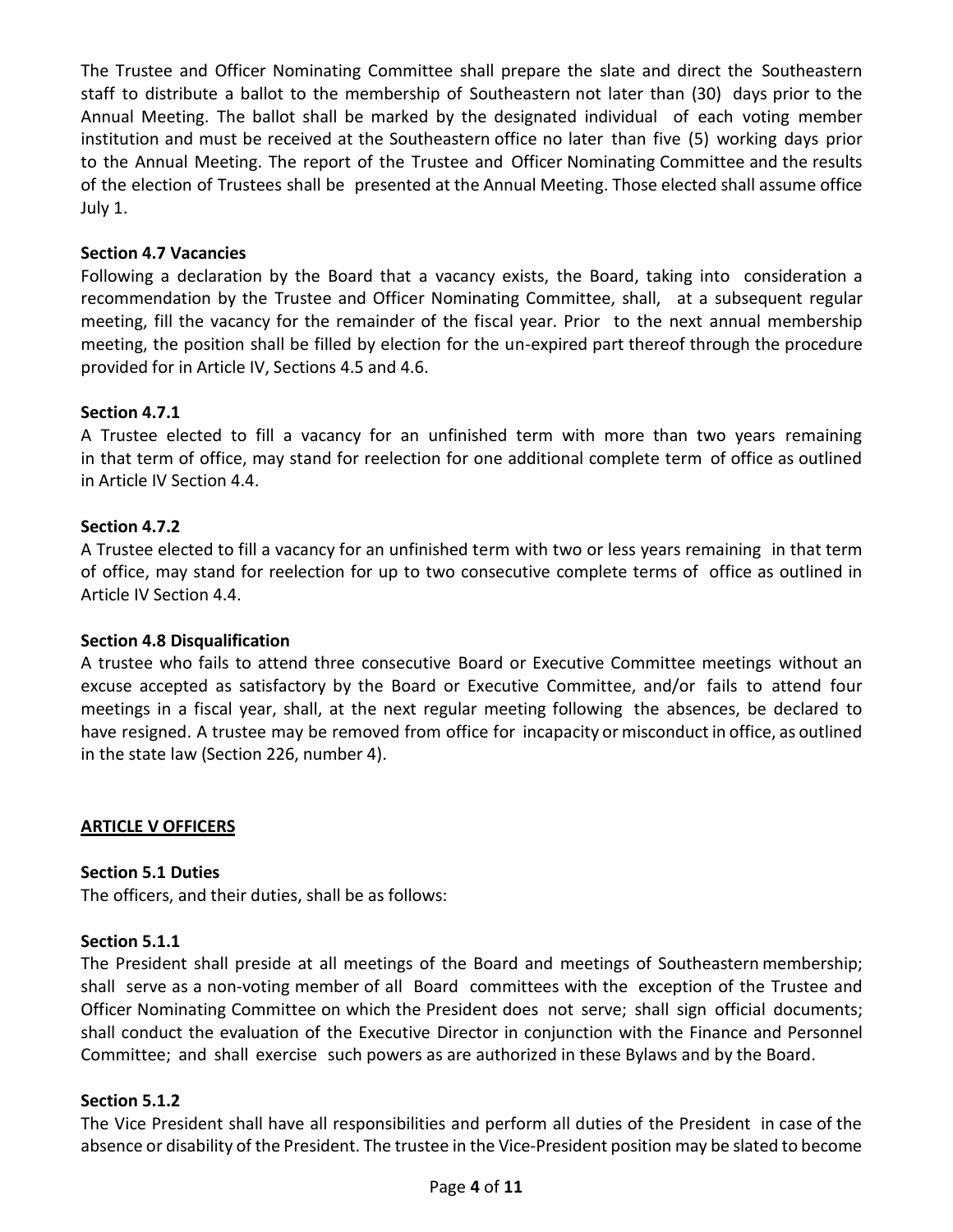The Trustee and Officer Nominating Committee shall prepare the slate and direct the Southeastern staff to distribute a ballot to the membership of Southeastern not later than (30) days prior to the Annual Meeting. The ballot shall be marked by the designated individual of each voting member institution and must be received at the Southeastern office no later than five (5) working days prior to the Annual Meeting. The report of the Trustee and Officer Nominating Committee and the results of the election of Trustees shall be presented at the Annual Meeting. Those elected shall assume office July 1.

**Section 4.7 Vacancies**
Following a declaration by the Board that a vacancy exists, the Board, taking into consideration a recommendation by the Trustee and Officer Nominating Committee, shall, at a subsequent regular meeting, fill the vacancy for the remainder of the fiscal year. Prior to the next annual membership meeting, the position shall be filled by election for the un-expired part thereof through the procedure provided for in Article IV, Sections 4.5 and 4.6.

**Section 4.7.1**
A Trustee elected to fill a vacancy for an unfinished term with more than two years remaining in that term of office, may stand for reelection for one additional complete term of office as outlined in Article IV Section 4.4.

**Section 4.7.2**
A Trustee elected to fill a vacancy for an unfinished term with two or less years remaining in that term of office, may stand for reelection for up to two consecutive complete terms of office as outlined in Article IV Section 4.4.

**Section 4.8 Disqualification**
A trustee who fails to attend three consecutive Board or Executive Committee meetings without an excuse accepted as satisfactory by the Board or Executive Committee, and/or fails to attend four meetings in a fiscal year, shall, at the next regular meeting following the absences, be declared to have resigned. A trustee may be removed from office for incapacity or misconduct in office, as outlined in the state law (Section 226, number 4).

## ARTICLE V OFFICERS

**Section 5.1 Duties**
The officers, and their duties, shall be as follows:

**Section 5.1.1**
The President shall preside at all meetings of the Board and meetings of Southeastern membership; shall serve as a non-voting member of all Board committees with the exception of the Trustee and Officer Nominating Committee on which the President does not serve; shall sign official documents; shall conduct the evaluation of the Executive Director in conjunction with the Finance and Personnel Committee; and shall exercise such powers as are authorized in these Bylaws and by the Board.

**Section 5.1.2**
The Vice President shall have all responsibilities and perform all duties of the President in case of the absence or disability of the President. The trustee in the Vice-President position may be slated to become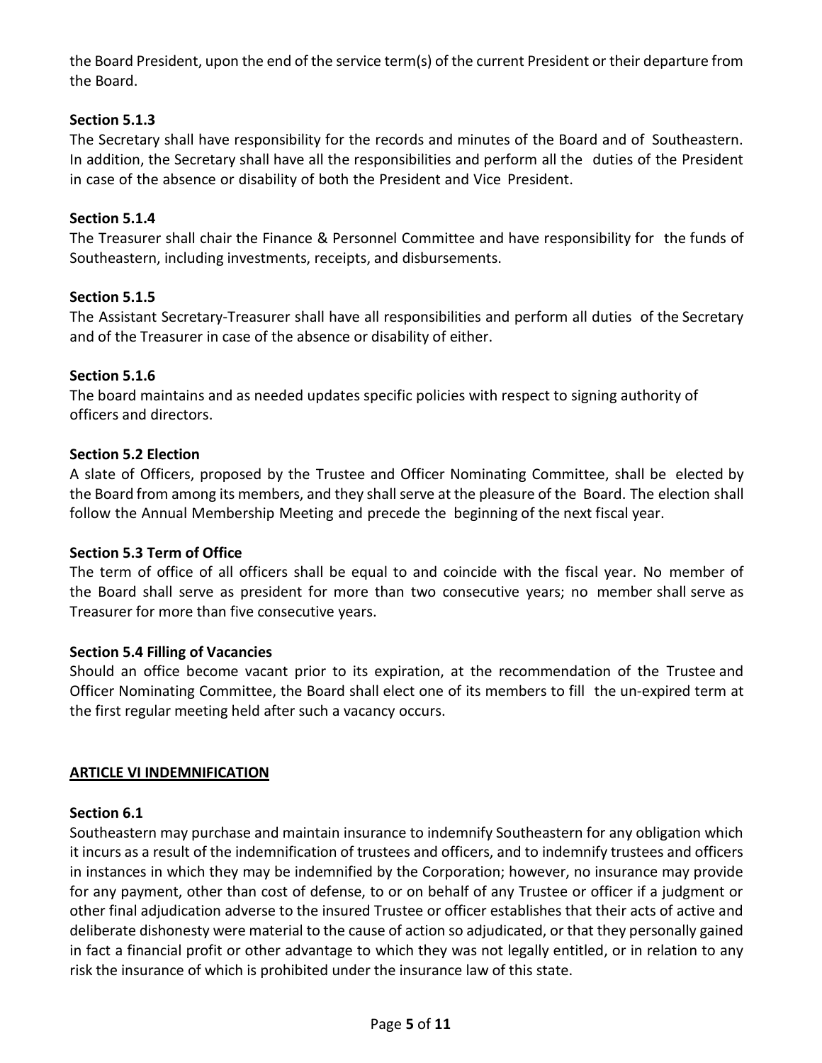the Board President, upon the end of the service term(s) of the current President or their departure from the Board.

**Section 5.1.3**

The Secretary shall have responsibility for the records and minutes of the Board and of Southeastern. In addition, the Secretary shall have all the responsibilities and perform all the duties of the President in case of the absence or disability of both the President and Vice President.

**Section 5.1.4**

The Treasurer shall chair the Finance & Personnel Committee and have responsibility for the funds of Southeastern, including investments, receipts, and disbursements.

**Section 5.1.5**

The Assistant Secretary-Treasurer shall have all responsibilities and perform all duties of the Secretary and of the Treasurer in case of the absence or disability of either.

**Section 5.1.6**

The board maintains and as needed updates specific policies with respect to signing authority of officers and directors.

**Section 5.2 Election**

A slate of Officers, proposed by the Trustee and Officer Nominating Committee, shall be elected by the Board from among its members, and they shall serve at the pleasure of the Board. The election shall follow the Annual Membership Meeting and precede the beginning of the next fiscal year.

**Section 5.3 Term of Office**

The term of office of all officers shall be equal to and coincide with the fiscal year. No member of the Board shall serve as president for more than two consecutive years; no member shall serve as Treasurer for more than five consecutive years.

**Section 5.4 Filling of Vacancies**

Should an office become vacant prior to its expiration, at the recommendation of the Trustee and Officer Nominating Committee, the Board shall elect one of its members to fill the un-expired term at the first regular meeting held after such a vacancy occurs.

## ARTICLE VI INDEMNIFICATION

**Section 6.1**

Southeastern may purchase and maintain insurance to indemnify Southeastern for any obligation which it incurs as a result of the indemnification of trustees and officers, and to indemnify trustees and officers in instances in which they may be indemnified by the Corporation; however, no insurance may provide for any payment, other than cost of defense, to or on behalf of any Trustee or officer if a judgment or other final adjudication adverse to the insured Trustee or officer establishes that their acts of active and deliberate dishonesty were material to the cause of action so adjudicated, or that they personally gained in fact a financial profit or other advantage to which they was not legally entitled, or in relation to any risk the insurance of which is prohibited under the insurance law of this state.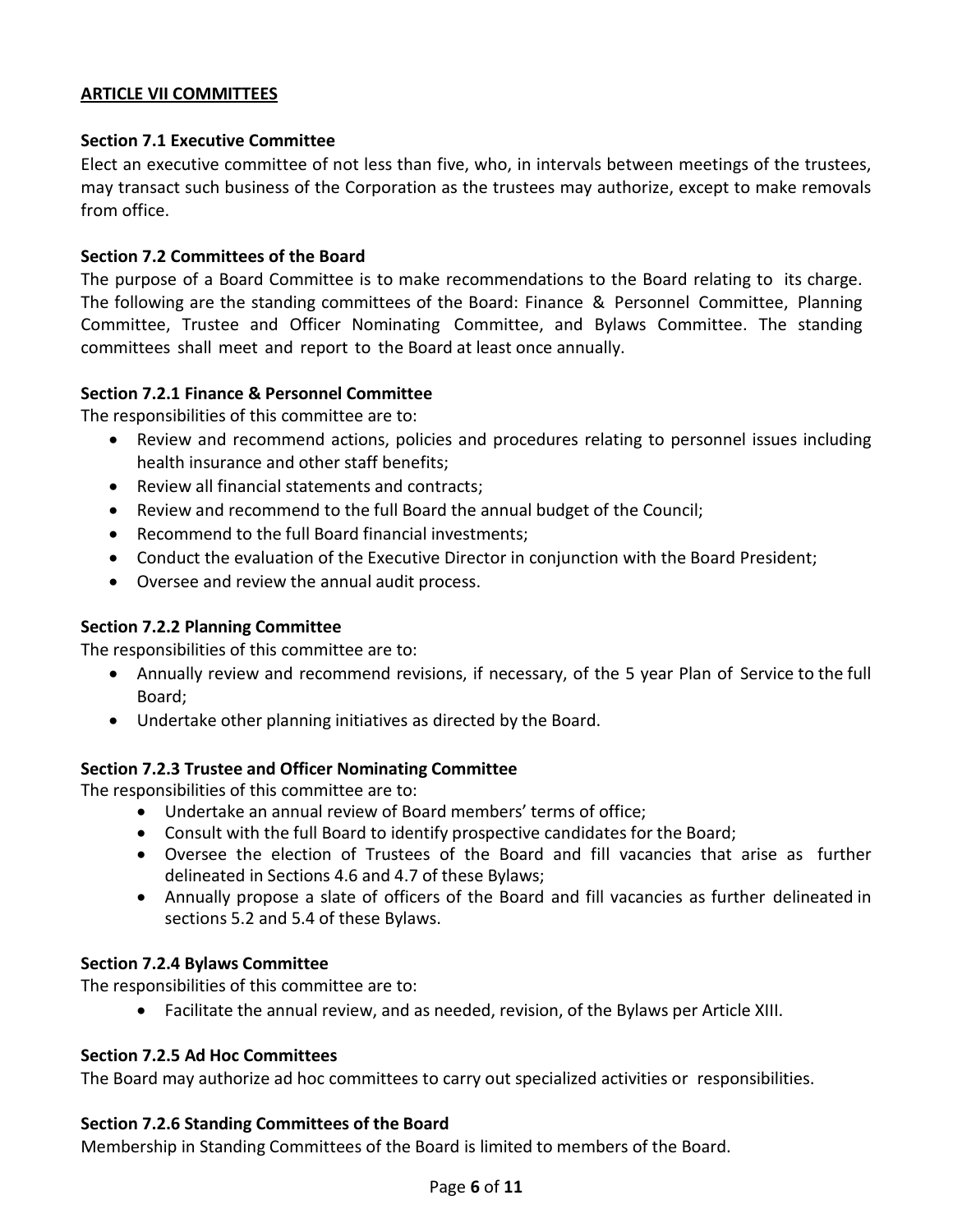## ARTICLE VII COMMITTEES

### Section 7.1 Executive Committee

Elect an executive committee of not less than five, who, in intervals between meetings of the trustees, may transact such business of the Corporation as the trustees may authorize, except to make removals from office.

### Section 7.2 Committees of the Board

The purpose of a Board Committee is to make recommendations to the Board relating to its charge. The following are the standing committees of the Board: Finance & Personnel Committee, Planning Committee, Trustee and Officer Nominating Committee, and Bylaws Committee. The standing committees shall meet and report to the Board at least once annually.

### Section 7.2.1 Finance & Personnel Committee

The responsibilities of this committee are to:

- Review and recommend actions, policies and procedures relating to personnel issues including health insurance and other staff benefits;
- Review all financial statements and contracts;
- Review and recommend to the full Board the annual budget of the Council;
- Recommend to the full Board financial investments;
- Conduct the evaluation of the Executive Director in conjunction with the Board President;
- Oversee and review the annual audit process.

### Section 7.2.2 Planning Committee

The responsibilities of this committee are to:

- Annually review and recommend revisions, if necessary, of the 5 year Plan of Service to the full Board;
- Undertake other planning initiatives as directed by the Board.

### Section 7.2.3 Trustee and Officer Nominating Committee

The responsibilities of this committee are to:

- Undertake an annual review of Board members' terms of office;
- Consult with the full Board to identify prospective candidates for the Board;
- Oversee the election of Trustees of the Board and fill vacancies that arise as further delineated in Sections 4.6 and 4.7 of these Bylaws;
- Annually propose a slate of officers of the Board and fill vacancies as further delineated in sections 5.2 and 5.4 of these Bylaws.

### Section 7.2.4 Bylaws Committee

The responsibilities of this committee are to:

- Facilitate the annual review, and as needed, revision, of the Bylaws per Article XIII.

### Section 7.2.5 Ad Hoc Committees

The Board may authorize ad hoc committees to carry out specialized activities or responsibilities.

### Section 7.2.6 Standing Committees of the Board

Membership in Standing Committees of the Board is limited to members of the Board.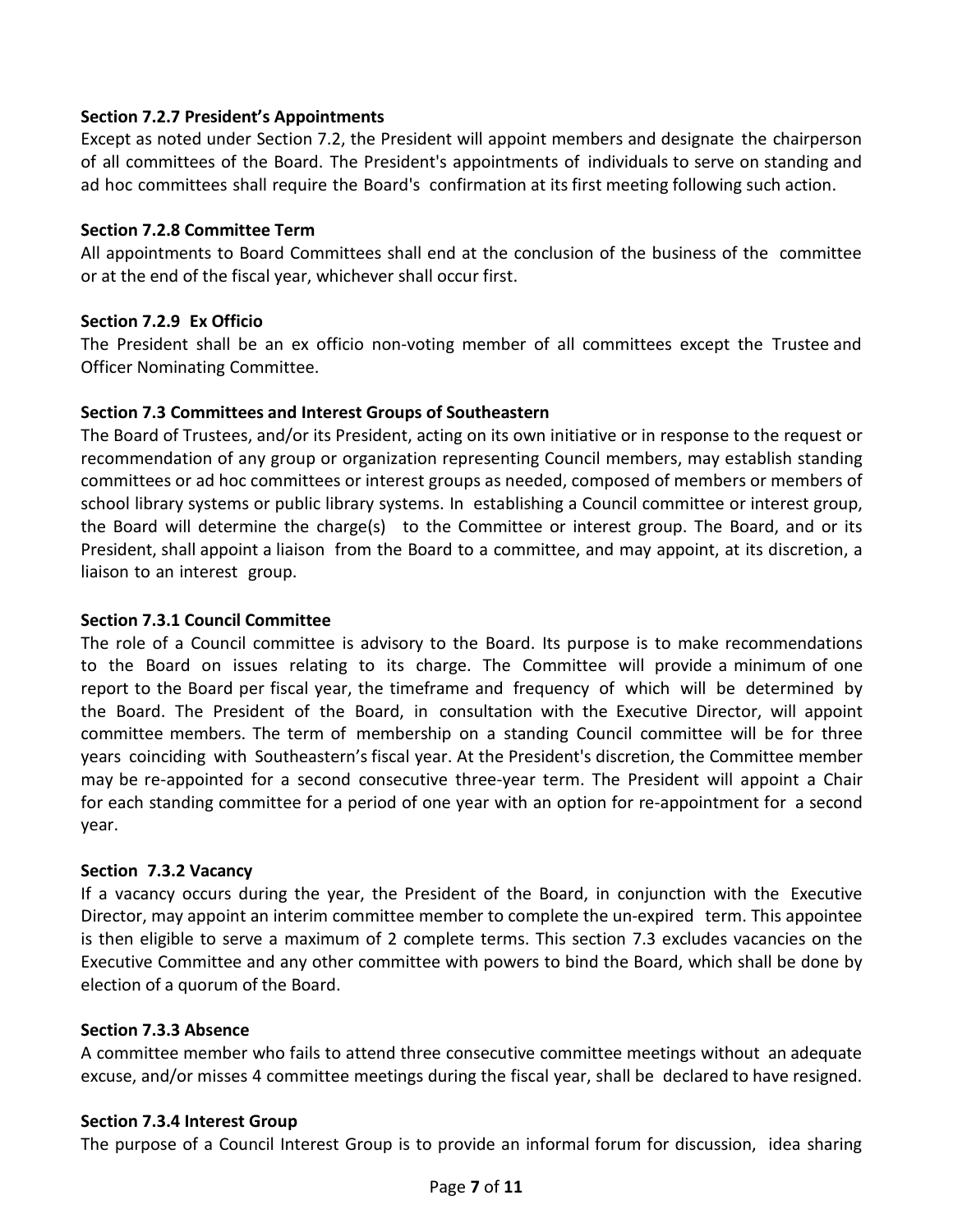**Section 7.2.7 President's Appointments**

Except as noted under Section 7.2, the President will appoint members and designate the chairperson of all committees of the Board. The President's appointments of individuals to serve on standing and ad hoc committees shall require the Board's confirmation at its first meeting following such action.

**Section 7.2.8 Committee Term**

All appointments to Board Committees shall end at the conclusion of the business of the committee or at the end of the fiscal year, whichever shall occur first.

**Section 7.2.9 Ex Officio**

The President shall be an ex officio non-voting member of all committees except the Trustee and Officer Nominating Committee.

**Section 7.3 Committees and Interest Groups of Southeastern**

The Board of Trustees, and/or its President, acting on its own initiative or in response to the request or recommendation of any group or organization representing Council members, may establish standing committees or ad hoc committees or interest groups as needed, composed of members or members of school library systems or public library systems. In establishing a Council committee or interest group, the Board will determine the charge(s) to the Committee or interest group. The Board, and or its President, shall appoint a liaison from the Board to a committee, and may appoint, at its discretion, a liaison to an interest group.

**Section 7.3.1 Council Committee**

The role of a Council committee is advisory to the Board. Its purpose is to make recommendations to the Board on issues relating to its charge. The Committee will provide a minimum of one report to the Board per fiscal year, the timeframe and frequency of which will be determined by the Board. The President of the Board, in consultation with the Executive Director, will appoint committee members. The term of membership on a standing Council committee will be for three years coinciding with Southeastern's fiscal year. At the President's discretion, the Committee member may be re-appointed for a second consecutive three-year term. The President will appoint a Chair for each standing committee for a period of one year with an option for re-appointment for a second year.

**Section 7.3.2 Vacancy**

If a vacancy occurs during the year, the President of the Board, in conjunction with the Executive Director, may appoint an interim committee member to complete the un-expired term. This appointee is then eligible to serve a maximum of 2 complete terms. This section 7.3 excludes vacancies on the Executive Committee and any other committee with powers to bind the Board, which shall be done by election of a quorum of the Board.

**Section 7.3.3 Absence**

A committee member who fails to attend three consecutive committee meetings without an adequate excuse, and/or misses 4 committee meetings during the fiscal year, shall be declared to have resigned.

**Section 7.3.4 Interest Group**

The purpose of a Council Interest Group is to provide an informal forum for discussion, idea sharing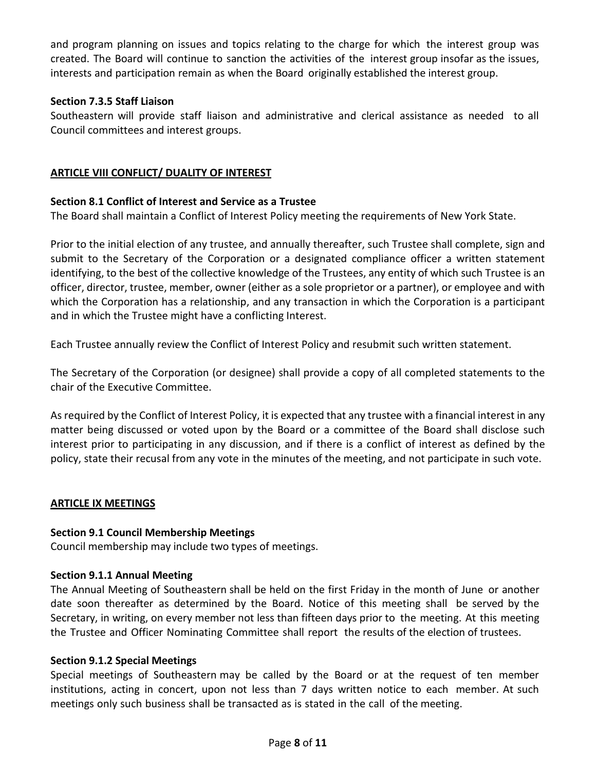and program planning on issues and topics relating to the charge for which the interest group was created. The Board will continue to sanction the activities of the interest group insofar as the issues, interests and participation remain as when the Board originally established the interest group.

**Section 7.3.5 Staff Liaison**

Southeastern will provide staff liaison and administrative and clerical assistance as needed to all Council committees and interest groups.

## ARTICLE VIII CONFLICT/ DUALITY OF INTEREST

**Section 8.1 Conflict of Interest and Service as a Trustee**

The Board shall maintain a Conflict of Interest Policy meeting the requirements of New York State.

Prior to the initial election of any trustee, and annually thereafter, such Trustee shall complete, sign and submit to the Secretary of the Corporation or a designated compliance officer a written statement identifying, to the best of the collective knowledge of the Trustees, any entity of which such Trustee is an officer, director, trustee, member, owner (either as a sole proprietor or a partner), or employee and with which the Corporation has a relationship, and any transaction in which the Corporation is a participant and in which the Trustee might have a conflicting Interest.

Each Trustee annually review the Conflict of Interest Policy and resubmit such written statement.

The Secretary of the Corporation (or designee) shall provide a copy of all completed statements to the chair of the Executive Committee.

As required by the Conflict of Interest Policy, it is expected that any trustee with a financial interest in any matter being discussed or voted upon by the Board or a committee of the Board shall disclose such interest prior to participating in any discussion, and if there is a conflict of interest as defined by the policy, state their recusal from any vote in the minutes of the meeting, and not participate in such vote.

## ARTICLE IX MEETINGS

**Section 9.1 Council Membership Meetings**

Council membership may include two types of meetings.

**Section 9.1.1 Annual Meeting**

The Annual Meeting of Southeastern shall be held on the first Friday in the month of June or another date soon thereafter as determined by the Board. Notice of this meeting shall be served by the Secretary, in writing, on every member not less than fifteen days prior to the meeting. At this meeting the Trustee and Officer Nominating Committee shall report the results of the election of trustees.

**Section 9.1.2 Special Meetings**

Special meetings of Southeastern may be called by the Board or at the request of ten member institutions, acting in concert, upon not less than 7 days written notice to each member. At such meetings only such business shall be transacted as is stated in the call of the meeting.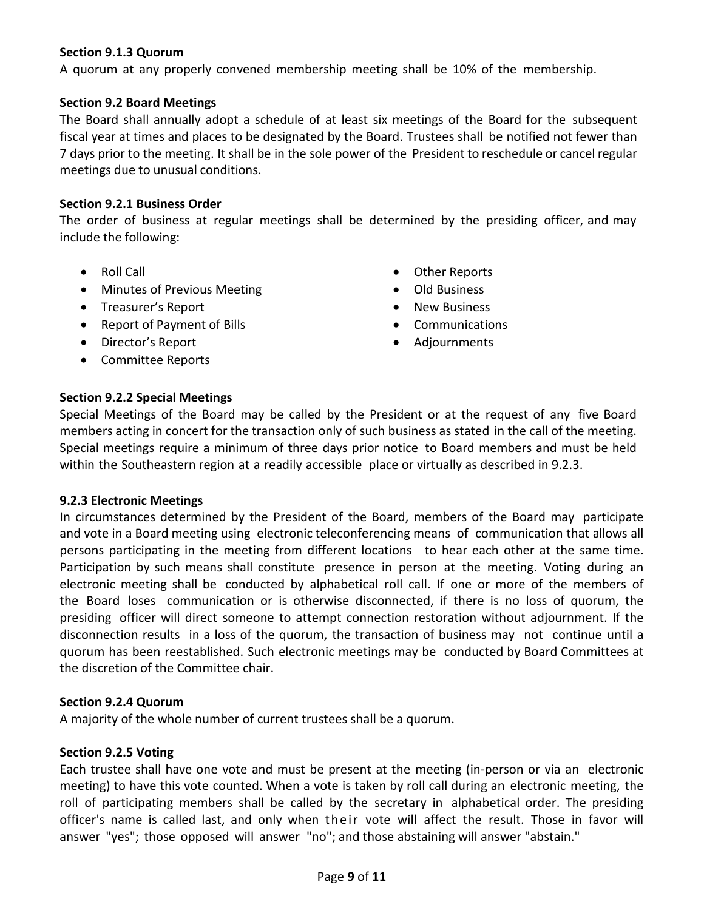**Section 9.1.3 Quorum**

A quorum at any properly convened membership meeting shall be 10% of the membership.

**Section 9.2 Board Meetings**

The Board shall annually adopt a schedule of at least six meetings of the Board for the subsequent fiscal year at times and places to be designated by the Board. Trustees shall be notified not fewer than 7 days prior to the meeting. It shall be in the sole power of the President to reschedule or cancel regular meetings due to unusual conditions.

**Section 9.2.1 Business Order**

The order of business at regular meetings shall be determined by the presiding officer, and may include the following:

- Roll Call
- Minutes of Previous Meeting
- Treasurer's Report
- Report of Payment of Bills
- Director's Report
- Committee Reports
- Other Reports
- Old Business
- New Business
- Communications
- Adjournments

**Section 9.2.2 Special Meetings**

Special Meetings of the Board may be called by the President or at the request of any five Board members acting in concert for the transaction only of such business as stated in the call of the meeting. Special meetings require a minimum of three days prior notice to Board members and must be held within the Southeastern region at a readily accessible place or virtually as described in 9.2.3.

**9.2.3 Electronic Meetings**

In circumstances determined by the President of the Board, members of the Board may participate and vote in a Board meeting using electronic teleconferencing means of communication that allows all persons participating in the meeting from different locations to hear each other at the same time. Participation by such means shall constitute presence in person at the meeting. Voting during an electronic meeting shall be conducted by alphabetical roll call. If one or more of the members of the Board loses communication or is otherwise disconnected, if there is no loss of quorum, the presiding officer will direct someone to attempt connection restoration without adjournment. If the disconnection results in a loss of the quorum, the transaction of business may not continue until a quorum has been reestablished. Such electronic meetings may be conducted by Board Committees at the discretion of the Committee chair.

**Section 9.2.4 Quorum**

A majority of the whole number of current trustees shall be a quorum.

**Section 9.2.5 Voting**

Each trustee shall have one vote and must be present at the meeting (in-person or via an electronic meeting) to have this vote counted. When a vote is taken by roll call during an electronic meeting, the roll of participating members shall be called by the secretary in alphabetical order. The presiding officer's name is called last, and only when their vote will affect the result. Those in favor will answer "yes"; those opposed will answer "no"; and those abstaining will answer "abstain."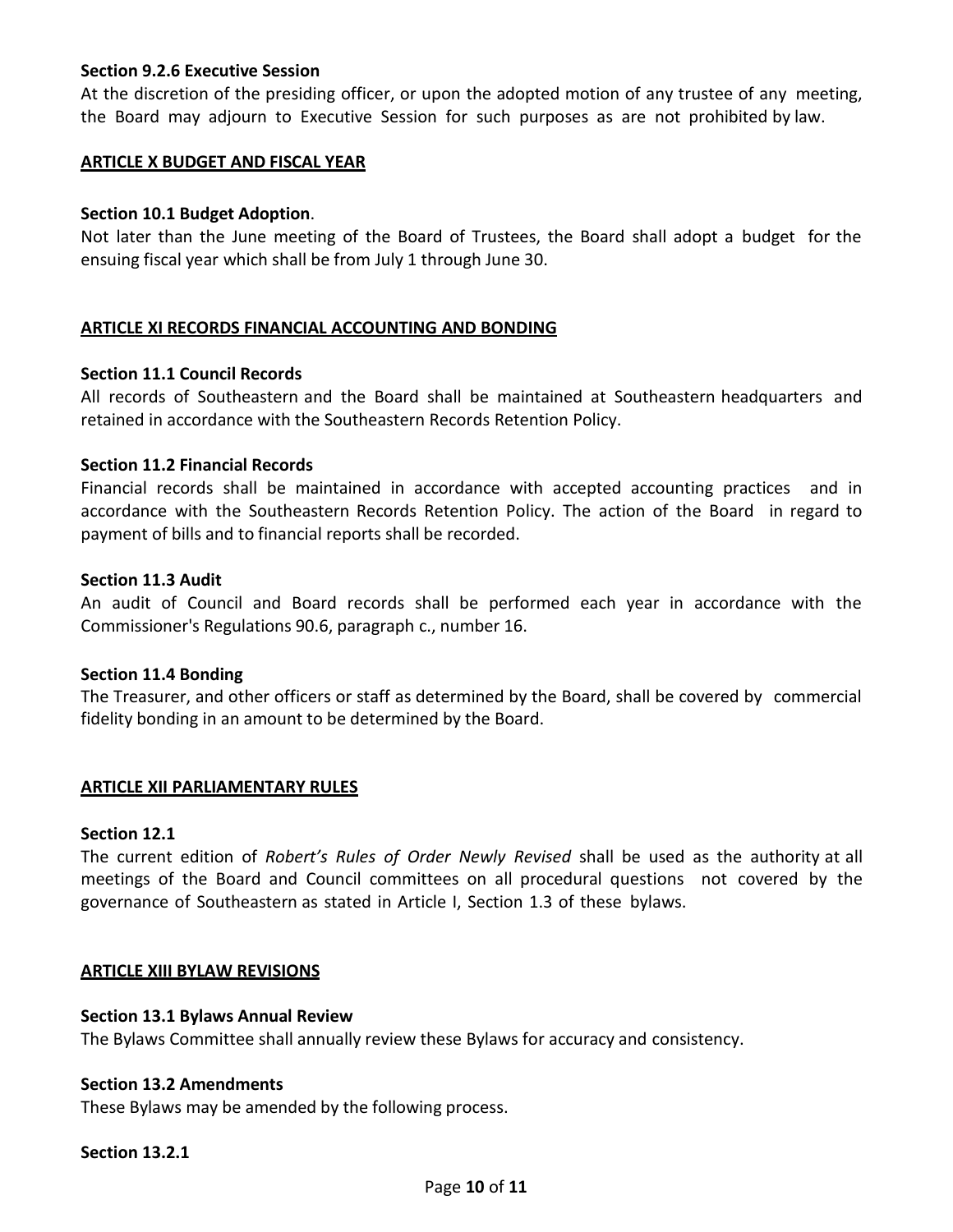**Section 9.2.6 Executive Session**

At the discretion of the presiding officer, or upon the adopted motion of any trustee of any meeting, the Board may adjourn to Executive Session for such purposes as are not prohibited by law.

## ARTICLE X BUDGET AND FISCAL YEAR

**Section 10.1 Budget Adoption**.

Not later than the June meeting of the Board of Trustees, the Board shall adopt a budget for the ensuing fiscal year which shall be from July 1 through June 30.

## ARTICLE XI RECORDS FINANCIAL ACCOUNTING AND BONDING

**Section 11.1 Council Records**

All records of Southeastern and the Board shall be maintained at Southeastern headquarters and retained in accordance with the Southeastern Records Retention Policy.

**Section 11.2 Financial Records**

Financial records shall be maintained in accordance with accepted accounting practices and in accordance with the Southeastern Records Retention Policy. The action of the Board in regard to payment of bills and to financial reports shall be recorded.

**Section 11.3 Audit**

An audit of Council and Board records shall be performed each year in accordance with the Commissioner's Regulations 90.6, paragraph c., number 16.

**Section 11.4 Bonding**

The Treasurer, and other officers or staff as determined by the Board, shall be covered by commercial fidelity bonding in an amount to be determined by the Board.

## ARTICLE XII PARLIAMENTARY RULES

**Section 12.1**

The current edition of *Robert's Rules of Order Newly Revised* shall be used as the authority at all meetings of the Board and Council committees on all procedural questions not covered by the governance of Southeastern as stated in Article I, Section 1.3 of these bylaws.

## ARTICLE XIII BYLAW REVISIONS

**Section 13.1 Bylaws Annual Review**

The Bylaws Committee shall annually review these Bylaws for accuracy and consistency.

**Section 13.2 Amendments**

These Bylaws may be amended by the following process.

**Section 13.2.1**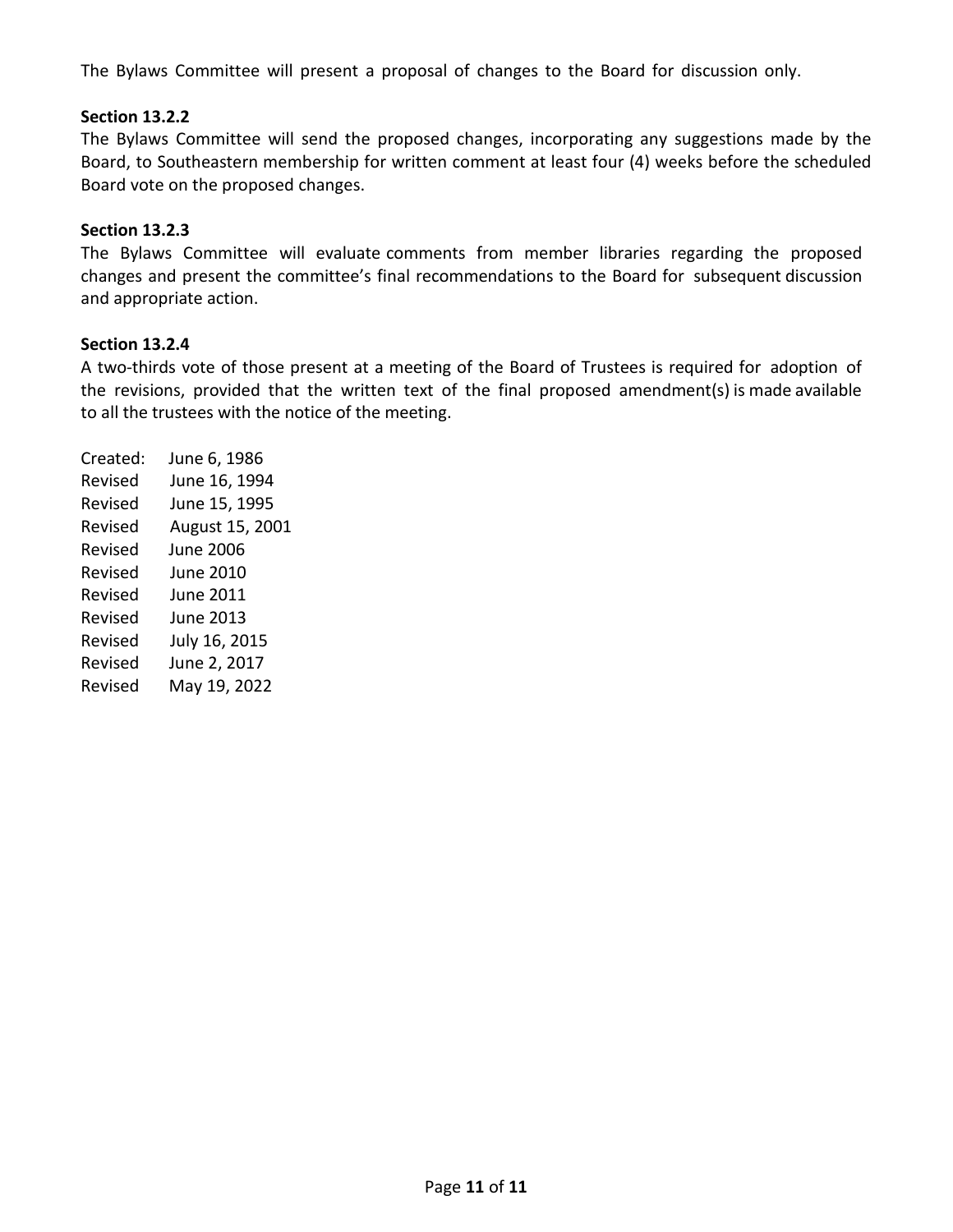The Bylaws Committee will present a proposal of changes to the Board for discussion only.

**Section 13.2.2**

The Bylaws Committee will send the proposed changes, incorporating any suggestions made by the Board, to Southeastern membership for written comment at least four (4) weeks before the scheduled Board vote on the proposed changes.

**Section 13.2.3**

The Bylaws Committee will evaluate comments from member libraries regarding the proposed changes and present the committee's final recommendations to the Board for subsequent discussion and appropriate action.

**Section 13.2.4**

A two-thirds vote of those present at a meeting of the Board of Trustees is required for adoption of the revisions, provided that the written text of the final proposed amendment(s) is made available to all the trustees with the notice of the meeting.

| | |
|---|---|
| Created: | June 6, 1986 |
| Revised | June 16, 1994 |
| Revised | June 15, 1995 |
| Revised | August 15, 2001 |
| Revised | June 2006 |
| Revised | June 2010 |
| Revised | June 2011 |
| Revised | June 2013 |
| Revised | July 16, 2015 |
| Revised | June 2, 2017 |
| Revised | May 19, 2022 |